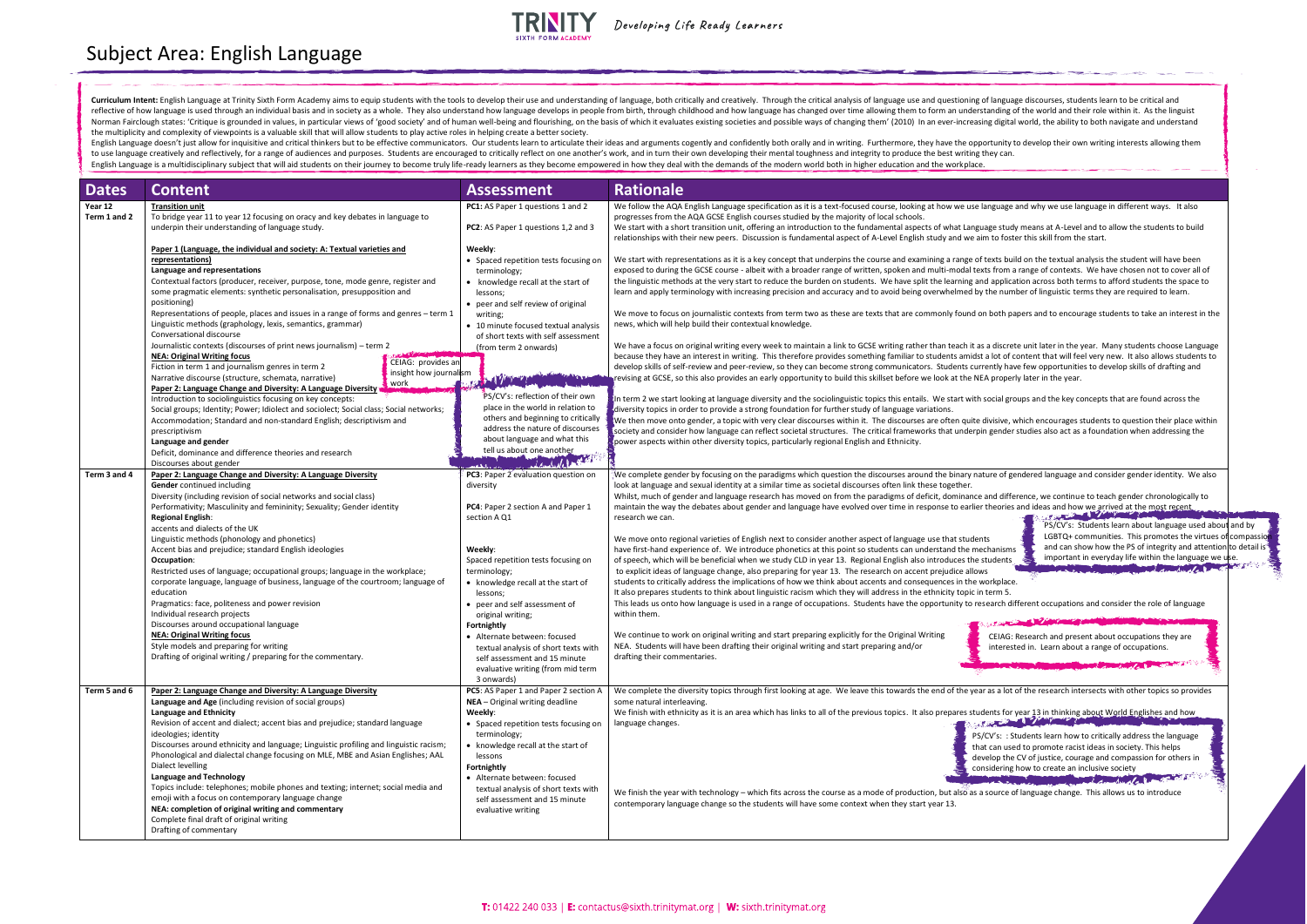# Subject Area: English Language

Developing Life Ready Learners

**Curriculum Intent:** English Language at Trinity Sixth Form Academy aims to equip students with the tools to develop their use and understanding of language, both critically and creatively. Through the critical analysis of language use and questioning of language discourses, students learn to be critical and reflective of how language is used through an individual basis and in society as a whole. They also understand how language develops in people from birth, through childhood and how language has changed over time allowing them to form an understanding of the world and their role within it. As the linguist Norman Fairclough states: 'Critique is grounded in values, in particular views of 'good society' and of human well-being and flourishing, on the basis of which it evaluates existing societies and possible ways of changing them' (2010) In an ever-increasing digital world, the ability to both recognise and understand the multiplicity and complexity of viewpoints is a valuable skill that will allow students to play active roles in helping create a better society.

English Language doesn't just allow for inquisitive and critical thinkers but to be effective communicators. Our students learn to articulate their ideas and arguments cogently and confidently both orally and in writing. Furthermore, they have the opportunity to develop their own writing interests allowing them to use language creatively and reflectively, for a range of audiences and purposes. Students are encouraged to critically reflect on one another's work, and in turn their own developing their mental toughness and integrity to produce the best writing they can.

English Language is a multidisciplinary subject that will aid students on their journey to become truly life-ready learners as they become empowered in how they deal with the demands of the modern world both in higher education and the workplace.

| Dates | Content | Assessment | Rationale |
|---|---|---|---|
| Year 12 Term 1 and 2 | **Transition unit**<br>To bridge year 11 to year 12 focusing on oracy and key debates in language to underpin their understanding of language study.<br><br>**Paper 1 (Language, the individual and society: A: Textual varieties and representations)**<br>**Language and representations**<br>Contextual factors (producer, receiver, purpose, tone, mode genre, register and some pragmatic elements: synthetic personalisation, presupposition and positioning)<br>Representations of people, places and issues in a range of forms and genres – term 1<br>Linguistic methods (graphology, lexis, semantics, grammar)<br>Conversational discourse<br>Journalistic contexts (discourses of print news journalism) – term 2<br>**NEA: Original Writing focus**<br>Fiction in term 1 and journalism genres in term 2<br>Narrative discourse (structure, schemata, narrative)<br>CEIAG: provides an insight how journalism work<br>**Paper 2: Language Change and Diversity: A Language Diversity**<br>Introduction to sociolinguistics focusing on key concepts:<br>Social groups; Identity; Power; Idiolect and sociolect; Social class; Social networks; Accommodation; Standard and non-standard English; descriptivism and prescriptivism<br>**Language and gender**<br>Deficit, dominance and difference theories and research<br>Discourses about gender | **PC1:** AS Paper 1 questions 1 and 2<br><br>**PC2**: AS Paper 1 questions 1,2 and 3<br><br>**Weekly**:<br>• Spaced repetition tests focusing on terminology;<br>• knowledge recall at the start of lessons;<br>• peer and self review of original writing;<br>• 10 minute focused textual analysis of short texts with self assessment (from term 2 onwards)<br><br>PS/CV's: reflection of their own place in the world in relation to others and beginning to critically address the nature of discourses about language and what this tell us about one another | We follow the AQA English Language specification as it is a text-focused course, looking at how we use language and why we use language in different ways. It also progresses from the AQA GCSE English courses studied by the majority of local schools.<br>We start with a short transition unit, offering an introduction to the fundamental aspects of what Language study means at A-Level and to allow the students to build relationships with their new peers. Discussion is fundamental aspect of A-Level English study and we aim to foster this skill from the start.<br><br>We start with representations as it is a key concept that underpins the course and examining a range of texts build on the textual analysis the student will have been exposed to during the GCSE course - albeit with a broader range of written, spoken and multi-modal texts from a range of contexts. We have chosen not to cover all of the linguistic methods at the very start to reduce the burden on students. We have split the learning and application across both terms to afford students the space to learn and apply terminology with increasing precision and accuracy and to avoid being overwhelmed by the number of linguistic terms they are required to learn.<br><br>We move to focus on journalistic contexts from term two as these are texts that are commonly found on both papers and to encourage students to take an interest in the news, which will help build their contextual knowledge.<br><br>We have a focus on original writing every week to maintain a link to GCSE writing rather than teach it as a discrete unit later in the year. Many students choose Language because they have an interest in writing. This therefore provides something familiar to students amidst a lot of content that will feel very new. It also allows students to develop skills of self-review and peer-review, so they can become strong communicators. Students currently have few opportunities to develop skills of drafting and revising at GCSE, so this also provides an early opportunity to build this skillset before we look at the NEA properly later in the year.<br><br>In term 2 we start looking at language diversity and the sociolinguistic topics this entails. We start with social groups and the key concepts that are found across the diversity topics in order to provide a strong foundation for further study of language variations.<br>We then move onto gender, a topic with very clear discourses within it. The discourses are often quite divisive, which encourages students to question their place within society and consider how language can reflect societal structures. The critical frameworks that underpin gender studies also act as a foundation when addressing the power aspects within other diversity topics, particularly regional English and Ethnicity. |
| Term 3 and 4 | **Paper 2: Language Change and Diversity: A Language Diversity**<br>**Gender** continued including<br>Diversity (including revision of social networks and social class)<br>Performativity; Masculinity and femininity; Sexuality; Gender identity<br>**Regional English**:<br>accents and dialects of the UK<br>Linguistic methods (phonology and phonetics)<br>Accent bias and prejudice; standard English ideologies<br>**Occupation**:<br>Restricted uses of language; occupational groups; language in the workplace; corporate language, language of business, language of the courtroom; language of education<br>Pragmatics: face, politeness and power revision<br>Individual research projects<br>Discourses around occupational language<br>**NEA: Original Writing focus**<br>Style models and preparing for writing<br>Drafting of original writing / preparing for the commentary. | **PC3**: Paper 2 evaluation question on diversity<br><br>**PC4**: Paper 2 section A and Paper 1 section A Q1<br><br>**Weekly**:<br>Spaced repetition tests focusing on terminology;<br>• knowledge recall at the start of lessons;<br>• peer and self assessment of original writing;<br>**Fortnightly**<br>• Alternate between: focused textual analysis of short texts with self assessment and 15 minute evaluative writing (from mid term 3 onwards) | We complete gender by focusing on the paradigms which question the discourses around the binary nature of gendered language and consider gender identity. We also look at language and sexual identity at a similar time as societal discourses often link these together.<br>Whilst, much of gender and language research has moved on from the paradigms of deficit, dominance and difference, we continue to teach gender chronologically to maintain the way the debates about gender and language have evolved over time in response to earlier theories and ideas and how we arrived at the most recent research we can.<br><br>PS/CV's: Students learn about language used about and by LGBTQ+ communities. This promotes the virtues of compassion and can show how the PS of integrity and attention to detail is important in everyday life within the language we use.<br><br>We move onto regional varieties of English next to consider another aspect of language use that students have first-hand experience of. We introduce phonetics at this point so students can understand the mechanisms of speech, which will be beneficial when we study CLD in year 13. Regional English also introduces the students to explicit ideas of language change, also preparing for year 13. The research on accent prejudice allows students to critically address the implications of how we think about accents and consequences in the workplace. It also prepares students to think about linguistic racism which they will address in the ethnicity topic in term 5.<br>This leads us onto how language is used in a range of occupations. Students have the opportunity to research different occupations and consider the role of language within them.<br><br>CEIAG: Research and present about occupations they are interested in. Learn about a range of occupations.<br><br>We continue to work on original writing and start preparing explicitly for the Original Writing NEA. Students will have been drafting their original writing and start preparing and/or drafting their commentaries. |
| Term 5 and 6 | **Paper 2: Language Change and Diversity: A Language Diversity**<br>**Language and Age** (including revision of social groups)<br>**Language and Ethnicity**<br>Revision of accent and dialect; accent bias and prejudice; standard language ideologies; identity<br>Discourses around ethnicity and language; Linguistic profiling and linguistic racism; Phonological and dialectal change focusing on MLE, MBE and Asian Englishes; AAL<br>Dialect levelling<br>**Language and Technology**<br>Topics include: telephones; mobile phones and texting; internet; social media and emoji with a focus on contemporary language change<br>**NEA: completion of original writing and commentary**<br>Complete final draft of original writing<br>Drafting of commentary | **PC5**: AS Paper 1 and Paper 2 section A<br>**NEA** – Original writing deadline<br>**Weekly**:<br>• Spaced repetition tests focusing on terminology;<br>• knowledge recall at the start of lessons<br>**Fortnightly**<br>• Alternate between: focused textual analysis of short texts with self assessment and 15 minute evaluative writing | We complete the diversity topics through first looking at age. We leave this towards the end of the year as a lot of the research intersects with other topics so provides some natural interleaving.<br>We finish with ethnicity as it is an area which has links to all of the previous topics. It also prepares students for year 13 in thinking about World Englishes and how language changes.<br><br>PS/CV's: : Students learn how to critically analyse the language that can used to promote racist ideas in society. This helps develop the CV of justice, courage and compassion for others in considering how to create an inclusive society<br><br>We finish the year with technology – which fits across the course as a mode of production, but also as a source of language change. This allows us to introduce contemporary language change so the students will have some context when they start year 13. |

T: 01422 240 033 | E: contactus@sixth.trinitymat.org | W: sixth.trinitymat.org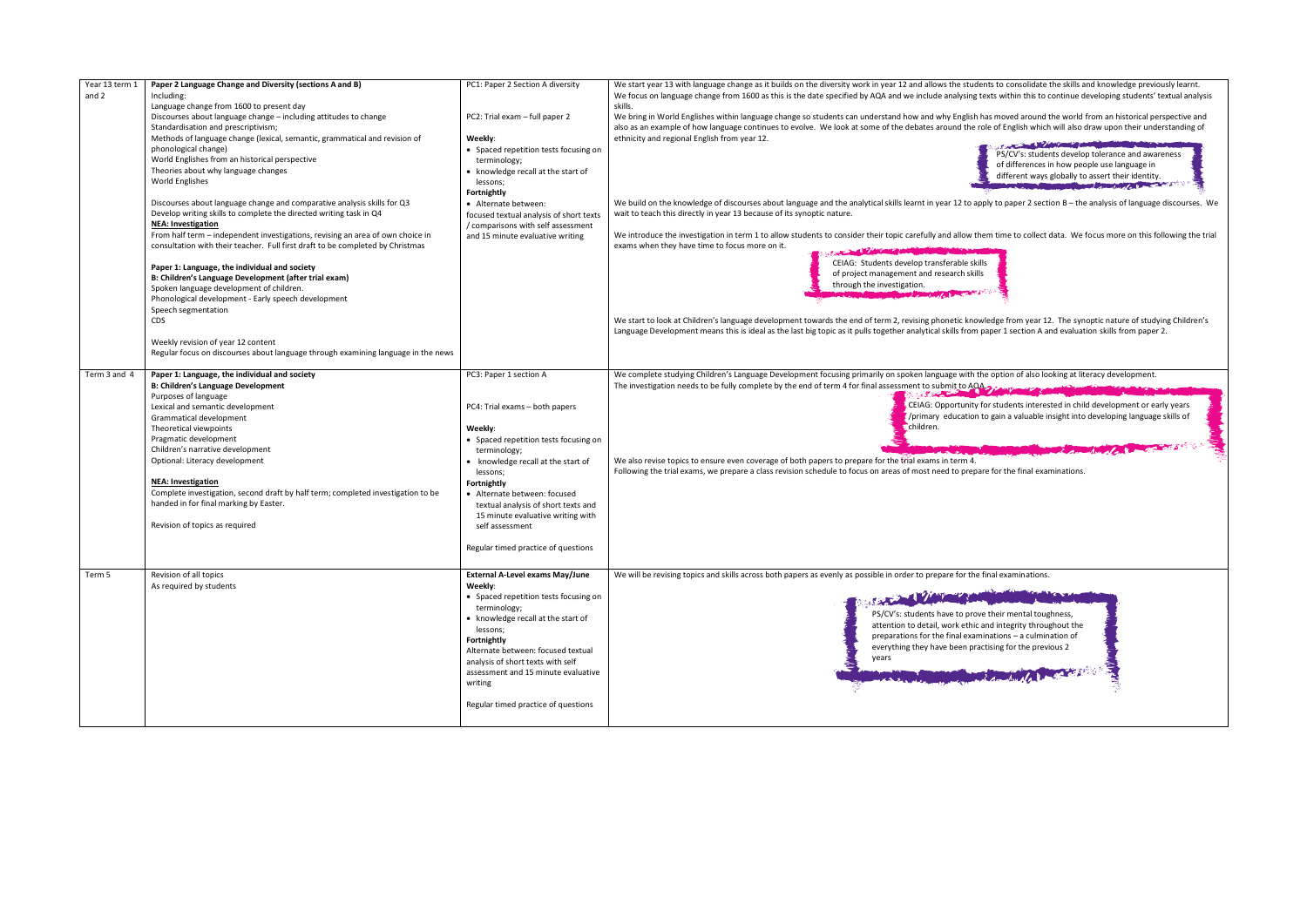| | | | |
|---|---|---|---|
| Year 13 term 1 and 2 | **Paper 2 Language Change and Diversity (sections A and B)**<br>Including:<br>Language change from 1600 to present day<br>Discourses about language change – including attitudes to change<br>Standardisation and prescriptivism;<br>Methods of language change (lexical, semantic, grammatical and revision of phonological change)<br>World Englishes from an historical perspective<br>Theories about why language changes<br>World Englishes<br><br>Discourses about language change and comparative analysis skills for Q3<br>Develop writing skills to complete the directed writing task in Q4<br>**NEA: Investigation**<br>From half term – independent investigations, revising an area of own choice in consultation with their teacher. Full first draft to be completed by Christmas<br><br>**Paper 1: Language, the individual and society**<br>**B: Children's Language Development (after trial exam)**<br>Spoken language development of children.<br>Phonological development - Early speech development<br>Speech segmentation<br>CDS<br><br>Weekly revision of year 12 content<br>Regular focus on discourses about language through examining language in the news | PC1: Paper 2 Section A diversity<br><br>PC2: Trial exam – full paper 2<br><br>**Weekly**:<br>• Spaced repetition tests focusing on terminology;<br>• knowledge recall at the start of lessons;<br>**Fortnightly**<br>• Alternate between: focused textual analysis of short texts / comparisons with self assessment and 15 minute evaluative writing | We start year 13 with language change as it builds on the diversity work in year 12 and allows the students to consolidate the skills and knowledge previously learnt. We focus on language change from 1600 as this is the date specified by AQA and we include analysing texts within this to continue developing students' textual analysis skills.<br>We bring in World Englishes within language change so students can understand how and why English has moved around the world from an historical perspective and also as an example of how language continues to evolve. We look at some of the debates around the role of English which will also draw upon their understanding of ethnicity and regional English from year 12.<br><br>PS/CV's: students develop tolerance and awareness of differences in how people use language in different ways globally to assert their identity.<br><br>We build on the knowledge of discourses about language and the analytical skills learnt in year 12 to apply to paper 2 section B – the analysis of language discourses. We wait to teach this directly in year 13 because of its synoptic nature.<br><br>We introduce the investigation in term 1 to allow students to consider their topic carefully and allow them time to collect data. We focus more on this following the trial exams when they have time to focus more on it.<br><br>CEIAG: Students develop transferable skills of project management and research skills through the investigation.<br><br>We start to look at Children's language development towards the end of term 2, revising phonetic knowledge from year 12. The synoptic nature of studying Children's Language Development means this is ideal as the last big topic as it pulls together analytical skills from paper 1 section A and evaluation skills from paper 2. |
| Term 3 and 4 | **Paper 1: Language, the individual and society**<br>**B: Children's Language Development**<br>Purposes of language<br>Lexical and semantic development<br>Grammatical development<br>Theoretical viewpoints<br>Pragmatic development<br>Children's narrative development<br>Optional: Literacy development<br><br>**NEA: Investigation**<br>Complete investigation, second draft by half term; completed investigation to be handed in for final marking by Easter.<br><br>Revision of topics as required | PC3: Paper 1 section A<br><br>PC4: Trial exams – both papers<br><br>**Weekly**:<br>• Spaced repetition tests focusing on terminology;<br>• knowledge recall at the start of lessons;<br>**Fortnightly**<br>• Alternate between: focused textual analysis of short texts and 15 minute evaluative writing with self assessment<br><br>Regular timed practice of questions | We complete studying Children's Language Development focusing primarily on spoken language with the option of also looking at literacy development.<br>The investigation needs to be fully complete by the end of term 4 for final assessment to submit to AQA.<br><br>CEIAG: Opportunity for students interested in child development or early years /primary education to gain a valuable insight into developing language skills of children.<br><br>We also revise topics to ensure even coverage of both papers to prepare for the trial exams in term 4.<br>Following the trial exams, we prepare a class revision schedule to focus on areas of most need to prepare for the final examinations. |
| Term 5 | Revision of all topics<br>As required by students | **External A-Level exams May/June**<br>**Weekly**:<br>• Spaced repetition tests focusing on terminology;<br>• knowledge recall at the start of lessons;<br>**Fortnightly**<br>Alternate between: focused textual analysis of short texts with self assessment and 15 minute evaluative writing<br><br>Regular timed practice of questions | We will be revising topics and skills across both papers as evenly as possible in order to prepare for the final examinations.<br><br>PS/CV's: students have to prove their mental toughness, attention to detail, work ethic and integrity throughout the preparations for the final examinations – a culmination of everything they have been practising for the previous 2 years |